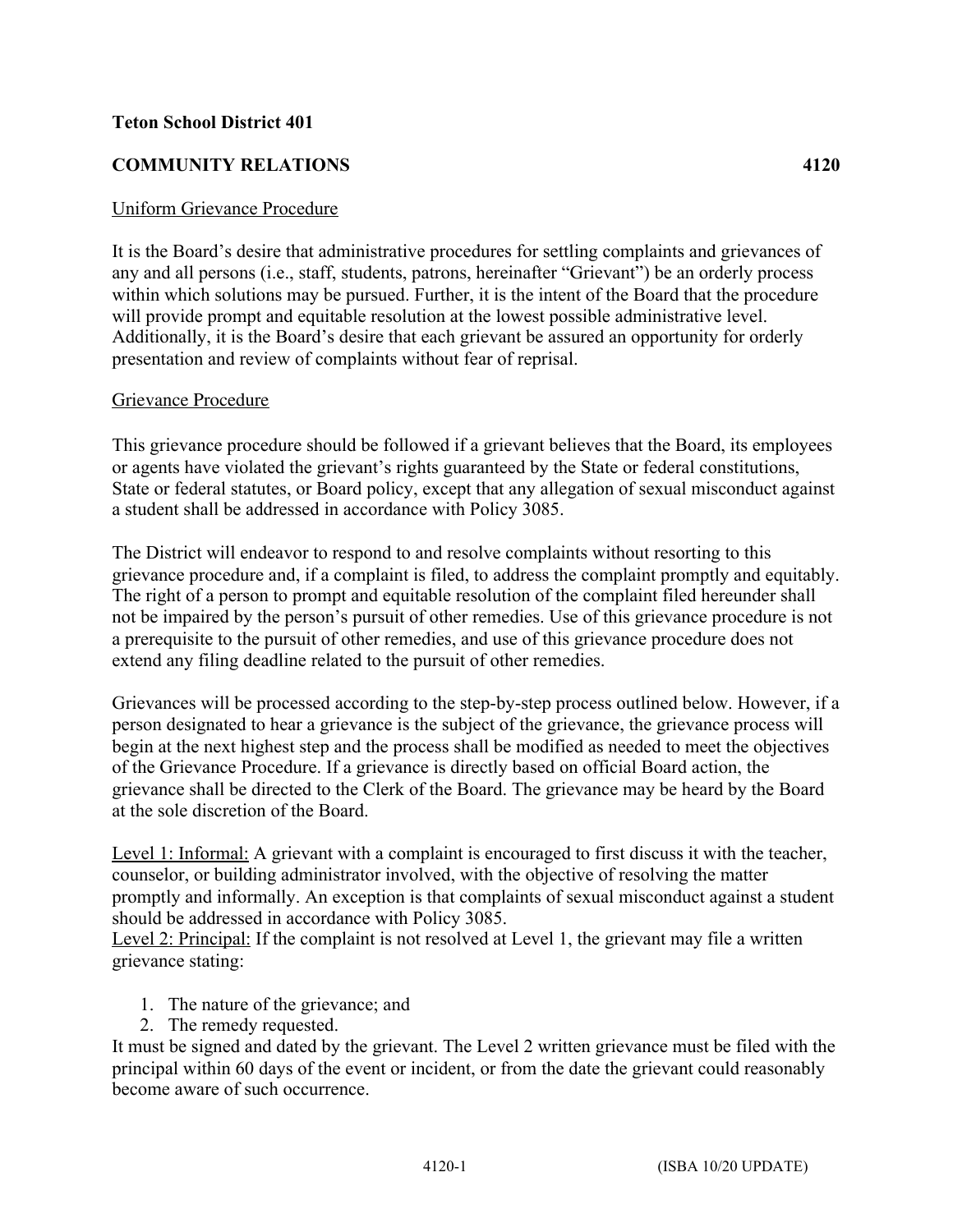**Teton School District 401**

**COMMUNITY RELATIONS 4120**

Uniform Grievance Procedure

It is the Board's desire that administrative procedures for settling complaints and grievances of any and all persons (i.e., staff, students, patrons, hereinafter "Grievant") be an orderly process within which solutions may be pursued. Further, it is the intent of the Board that the procedure will provide prompt and equitable resolution at the lowest possible administrative level. Additionally, it is the Board's desire that each grievant be assured an opportunity for orderly presentation and review of complaints without fear of reprisal.

Grievance Procedure

This grievance procedure should be followed if a grievant believes that the Board, its employees or agents have violated the grievant's rights guaranteed by the State or federal constitutions, State or federal statutes, or Board policy, except that any allegation of sexual misconduct against a student shall be addressed in accordance with Policy 3085.

The District will endeavor to respond to and resolve complaints without resorting to this grievance procedure and, if a complaint is filed, to address the complaint promptly and equitably. The right of a person to prompt and equitable resolution of the complaint filed hereunder shall not be impaired by the person's pursuit of other remedies. Use of this grievance procedure is not a prerequisite to the pursuit of other remedies, and use of this grievance procedure does not extend any filing deadline related to the pursuit of other remedies.

Grievances will be processed according to the step-by-step process outlined below. However, if a person designated to hear a grievance is the subject of the grievance, the grievance process will begin at the next highest step and the process shall be modified as needed to meet the objectives of the Grievance Procedure. If a grievance is directly based on official Board action, the grievance shall be directed to the Clerk of the Board. The grievance may be heard by the Board at the sole discretion of the Board.

Level 1: Informal: A grievant with a complaint is encouraged to first discuss it with the teacher, counselor, or building administrator involved, with the objective of resolving the matter promptly and informally. An exception is that complaints of sexual misconduct against a student should be addressed in accordance with Policy 3085.

Level 2: Principal: If the complaint is not resolved at Level 1, the grievant may file a written grievance stating:

1. The nature of the grievance; and
2. The remedy requested.

It must be signed and dated by the grievant. The Level 2 written grievance must be filed with the principal within 60 days of the event or incident, or from the date the grievant could reasonably become aware of such occurrence.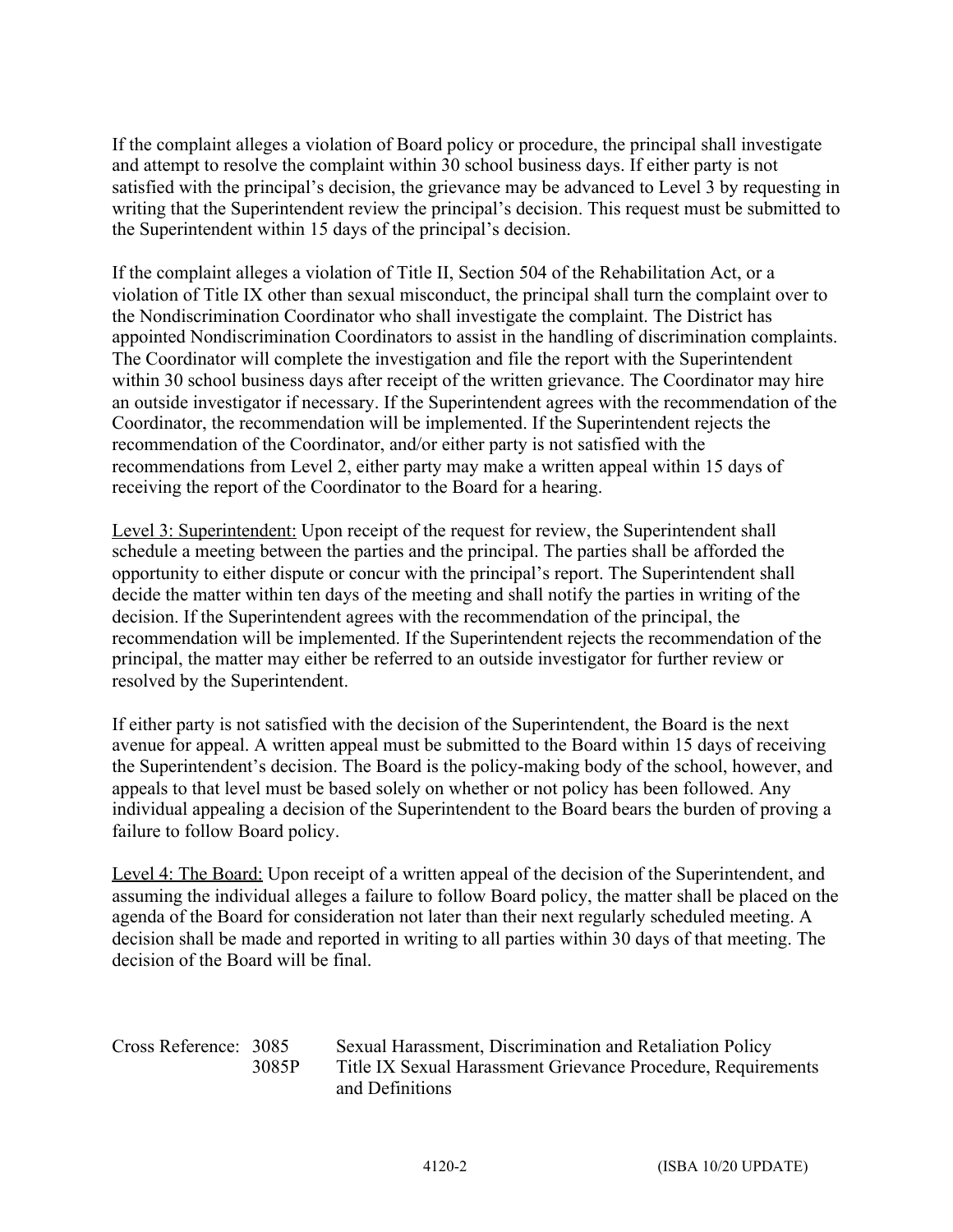If the complaint alleges a violation of Board policy or procedure, the principal shall investigate and attempt to resolve the complaint within 30 school business days. If either party is not satisfied with the principal's decision, the grievance may be advanced to Level 3 by requesting in writing that the Superintendent review the principal's decision. This request must be submitted to the Superintendent within 15 days of the principal's decision.

If the complaint alleges a violation of Title II, Section 504 of the Rehabilitation Act, or a violation of Title IX other than sexual misconduct, the principal shall turn the complaint over to the Nondiscrimination Coordinator who shall investigate the complaint. The District has appointed Nondiscrimination Coordinators to assist in the handling of discrimination complaints. The Coordinator will complete the investigation and file the report with the Superintendent within 30 school business days after receipt of the written grievance. The Coordinator may hire an outside investigator if necessary. If the Superintendent agrees with the recommendation of the Coordinator, the recommendation will be implemented. If the Superintendent rejects the recommendation of the Coordinator, and/or either party is not satisfied with the recommendations from Level 2, either party may make a written appeal within 15 days of receiving the report of the Coordinator to the Board for a hearing.

<u>Level 3: Superintendent:</u> Upon receipt of the request for review, the Superintendent shall schedule a meeting between the parties and the principal. The parties shall be afforded the opportunity to either dispute or concur with the principal's report. The Superintendent shall decide the matter within ten days of the meeting and shall notify the parties in writing of the decision. If the Superintendent agrees with the recommendation of the principal, the recommendation will be implemented. If the Superintendent rejects the recommendation of the principal, the matter may either be referred to an outside investigator for further review or resolved by the Superintendent.

If either party is not satisfied with the decision of the Superintendent, the Board is the next avenue for appeal. A written appeal must be submitted to the Board within 15 days of receiving the Superintendent's decision. The Board is the policy-making body of the school, however, and appeals to that level must be based solely on whether or not policy has been followed. Any individual appealing a decision of the Superintendent to the Board bears the burden of proving a failure to follow Board policy.

<u>Level 4: The Board:</u> Upon receipt of a written appeal of the decision of the Superintendent, and assuming the individual alleges a failure to follow Board policy, the matter shall be placed on the agenda of the Board for consideration not later than their next regularly scheduled meeting. A decision shall be made and reported in writing to all parties within 30 days of that meeting. The decision of the Board will be final.

| Cross Reference: | 3085 | Sexual Harassment, Discrimination and Retaliation Policy |
|---|---|---|
| | 3085P | Title IX Sexual Harassment Grievance Procedure, Requirements and Definitions |

4120-2 (ISBA 10/20 UPDATE)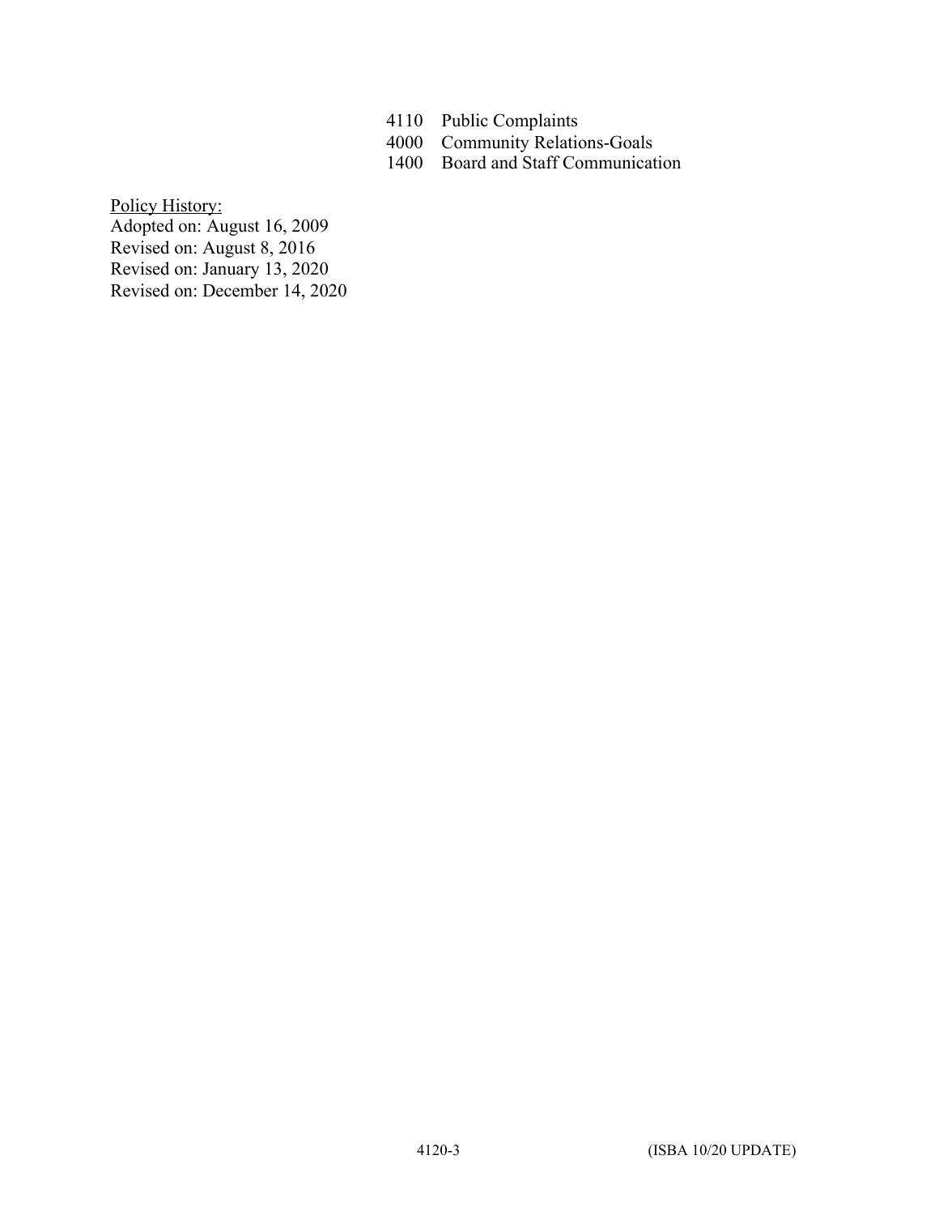4110 Public Complaints
4000 Community Relations-Goals
1400 Board and Staff Communication

<u>Policy History:</u>
Adopted on: August 16, 2009
Revised on: August 8, 2016
Revised on: January 13, 2020
Revised on: December 14, 2020